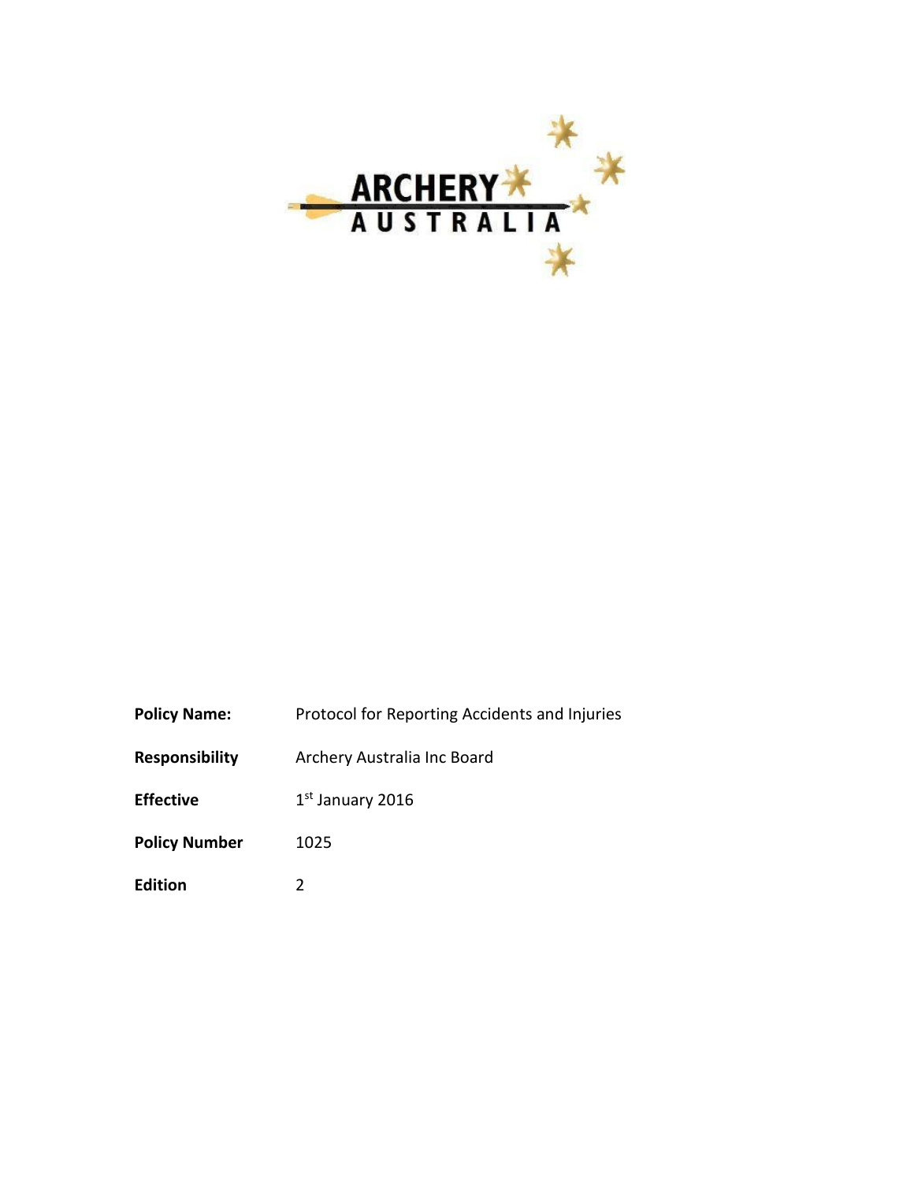ARCHERY AUSTRALIA

| | |
|---|---|
| **Policy Name:** | Protocol for Reporting Accidents and Injuries |
| **Responsibility** | Archery Australia Inc Board |
| **Effective** | 1st January 2016 |
| **Policy Number** | 1025 |
| **Edition** | 2 |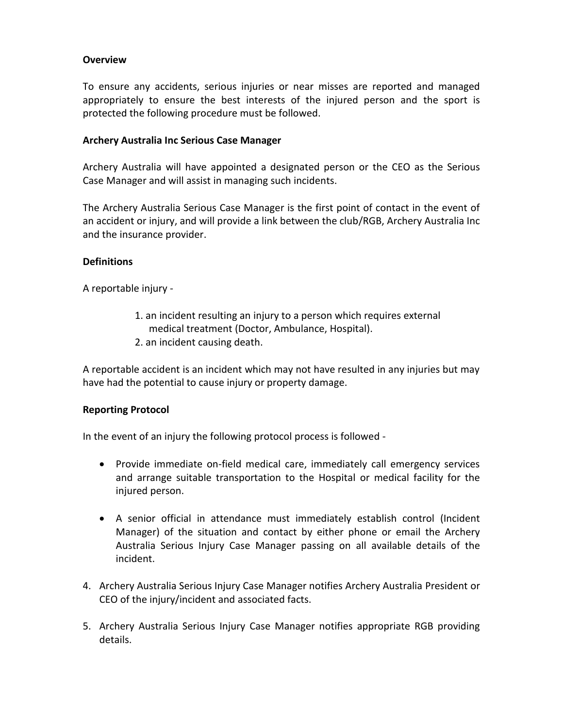**Overview**

To ensure any accidents, serious injuries or near misses are reported and managed appropriately to ensure the best interests of the injured person and the sport is protected the following procedure must be followed.

**Archery Australia Inc Serious Case Manager**

Archery Australia will have appointed a designated person or the CEO as the Serious Case Manager and will assist in managing such incidents.

The Archery Australia Serious Case Manager is the first point of contact in the event of an accident or injury, and will provide a link between the club/RGB, Archery Australia Inc and the insurance provider.

**Definitions**

A reportable injury -

1. an incident resulting an injury to a person which requires external medical treatment (Doctor, Ambulance, Hospital).
2. an incident causing death.

A reportable accident is an incident which may not have resulted in any injuries but may have had the potential to cause injury or property damage.

**Reporting Protocol**

In the event of an injury the following protocol process is followed -

- Provide immediate on-field medical care, immediately call emergency services and arrange suitable transportation to the Hospital or medical facility for the injured person.

- A senior official in attendance must immediately establish control (Incident Manager) of the situation and contact by either phone or email the Archery Australia Serious Injury Case Manager passing on all available details of the incident.

4. Archery Australia Serious Injury Case Manager notifies Archery Australia President or CEO of the injury/incident and associated facts.

5. Archery Australia Serious Injury Case Manager notifies appropriate RGB providing details.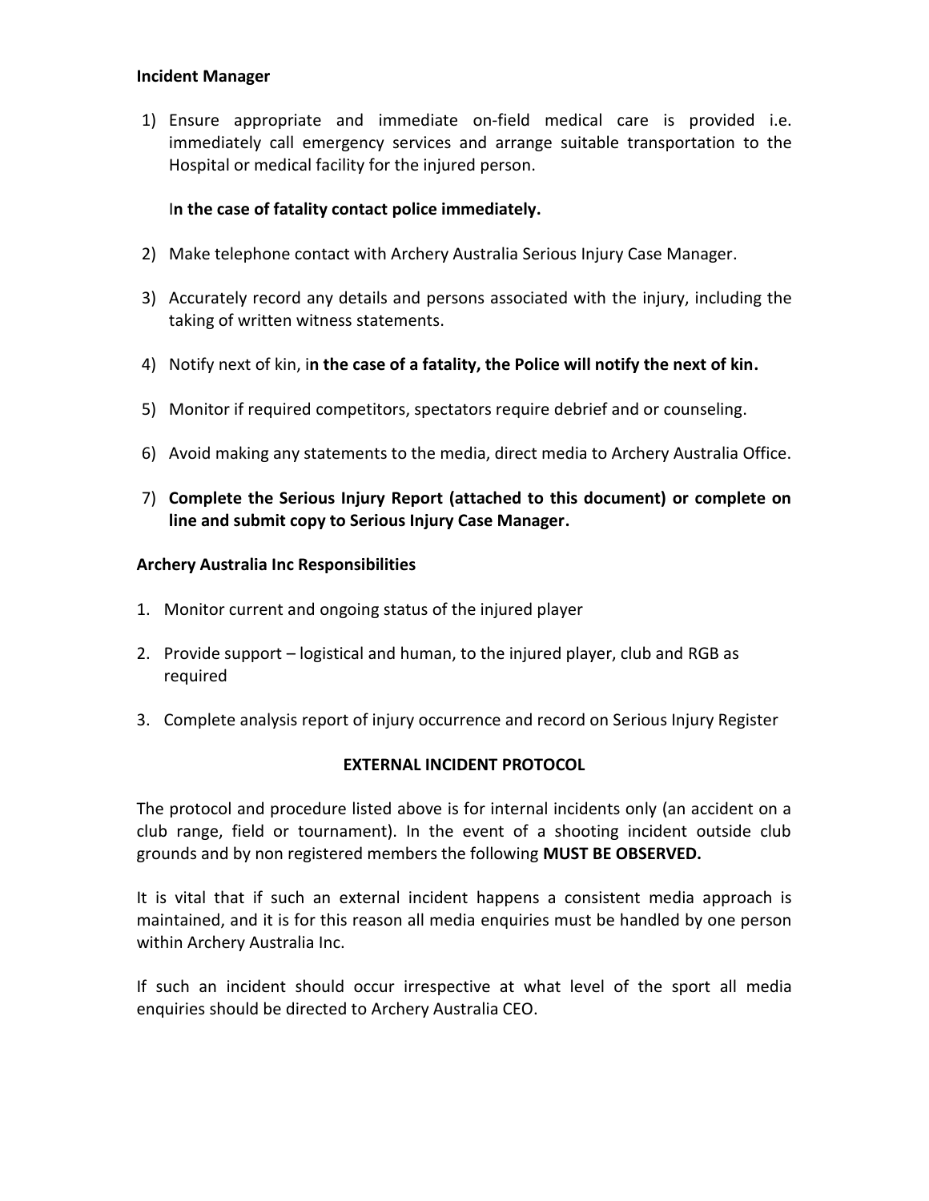**Incident Manager**

1) Ensure appropriate and immediate on-field medical care is provided i.e. immediately call emergency services and arrange suitable transportation to the Hospital or medical facility for the injured person.

   I**n the case of fatality contact police immediately.**

2) Make telephone contact with Archery Australia Serious Injury Case Manager.

3) Accurately record any details and persons associated with the injury, including the taking of written witness statements.

4) Notify next of kin, i**n the case of a fatality, the Police will notify the next of kin.**

5) Monitor if required competitors, spectators require debrief and or counseling.

6) Avoid making any statements to the media, direct media to Archery Australia Office.

7) **Complete the Serious Injury Report (attached to this document) or complete on line and submit copy to Serious Injury Case Manager.**

**Archery Australia Inc Responsibilities**

1. Monitor current and ongoing status of the injured player

2. Provide support – logistical and human, to the injured player, club and RGB as required

3. Complete analysis report of injury occurrence and record on Serious Injury Register

**EXTERNAL INCIDENT PROTOCOL**

The protocol and procedure listed above is for internal incidents only (an accident on a club range, field or tournament). In the event of a shooting incident outside club grounds and by non registered members the following **MUST BE OBSERVED.**

It is vital that if such an external incident happens a consistent media approach is maintained, and it is for this reason all media enquiries must be handled by one person within Archery Australia Inc.

If such an incident should occur irrespective at what level of the sport all media enquiries should be directed to Archery Australia CEO.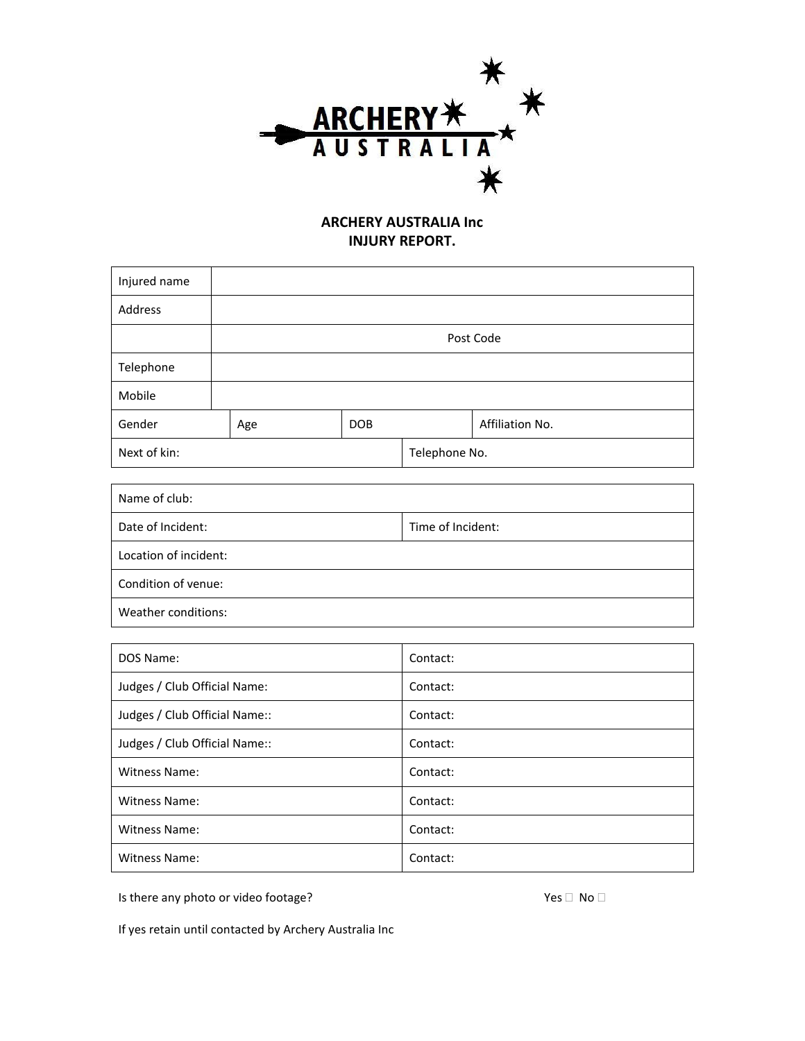ARCHERY AUSTRALIA

## ARCHERY AUSTRALIA Inc
## INJURY REPORT.

| Injured name | | | |
|---|---|---|---|
| Address | | | |
| | Post Code | | |
| Telephone | | | |
| Mobile | | | |
| Gender | Age | DOB | Affiliation No. |
| Next of kin: | | Telephone No. | |

| Name of club: | |
|---|---|
| Date of Incident: | Time of Incident: |
| Location of incident: | |
| Condition of venue: | |
| Weather conditions: | |

| DOS Name: | Contact: |
|---|---|
| Judges / Club Official Name: | Contact: |
| Judges / Club Official Name:: | Contact: |
| Judges / Club Official Name:: | Contact: |
| Witness Name: | Contact: |
| Witness Name: | Contact: |
| Witness Name: | Contact: |
| Witness Name: | Contact: |

Is there any photo or video footage? Yes ☐ No ☐

If yes retain until contacted by Archery Australia Inc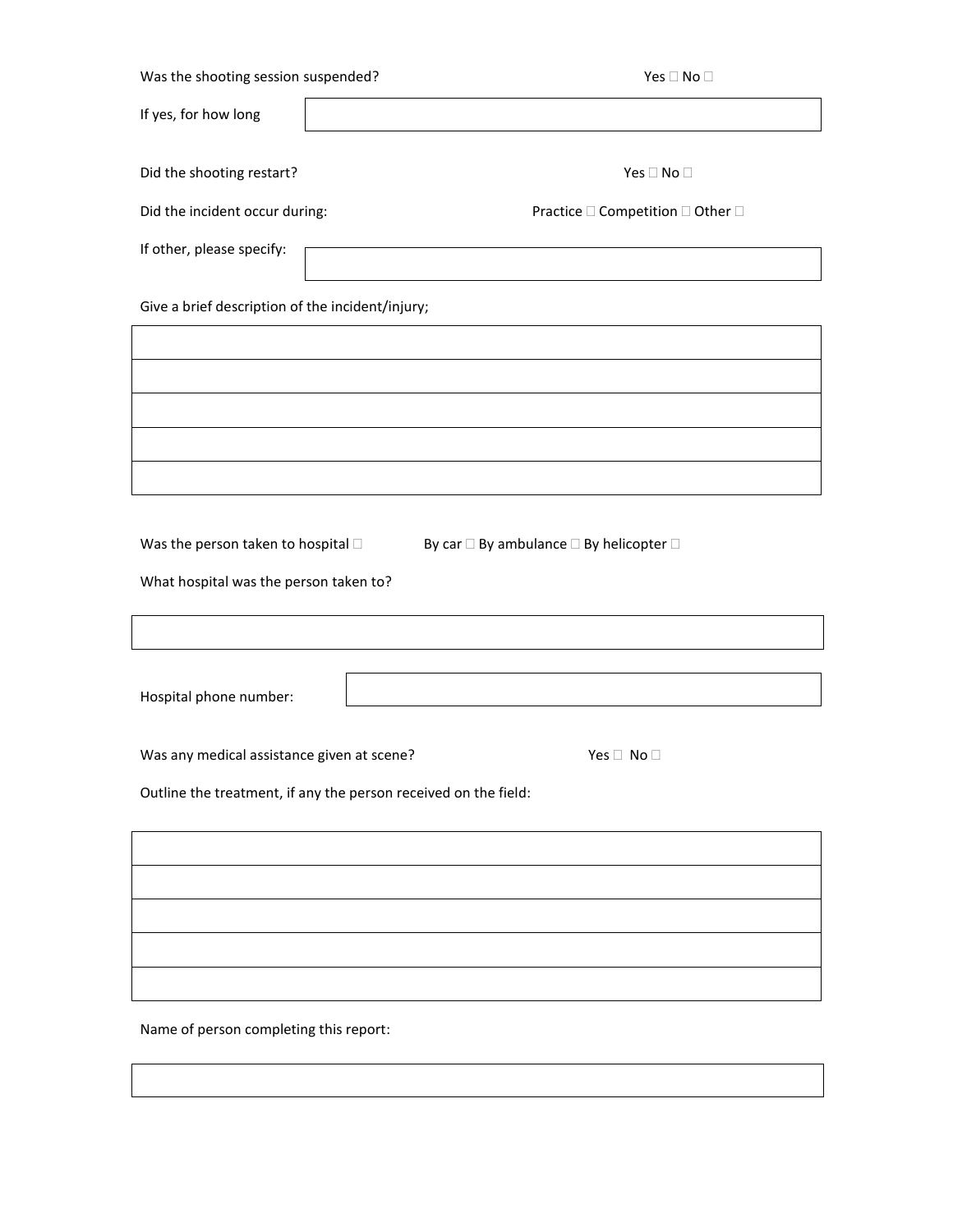Was the shooting session suspended? Yes ☐ No ☐

If yes, for how long

| |
|---|

Did the shooting restart? Yes ☐ No ☐

Did the incident occur during: Practice ☐ Competition ☐ Other ☐

If other, please specify:

| |
|---|

Give a brief description of the incident/injury;

| |
|---|
| |
| |
| |
| |

Was the person taken to hospital ☐ By car ☐ By ambulance ☐ By helicopter ☐

What hospital was the person taken to?

| |
|---|

Hospital phone number:

| |
|---|

Was any medical assistance given at scene? Yes ☐ No ☐

Outline the treatment, if any the person received on the field:

| |
|---|
| |
| |
| |
| |

Name of person completing this report:

| |
|---|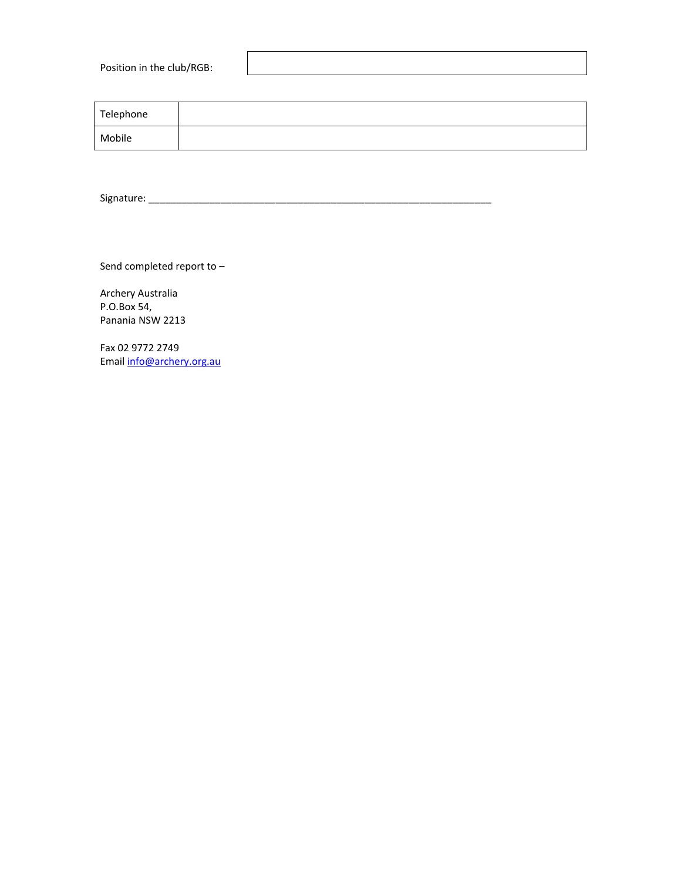| Position in the club/RGB: | |
|---|---|

| | |
|---|---|
| Telephone | |
| Mobile | |

Signature: ______________________________________________________________

Send completed report to –

Archery Australia
P.O.Box 54,
Panania NSW 2213

Fax 02 9772 2749
Email info@archery.org.au